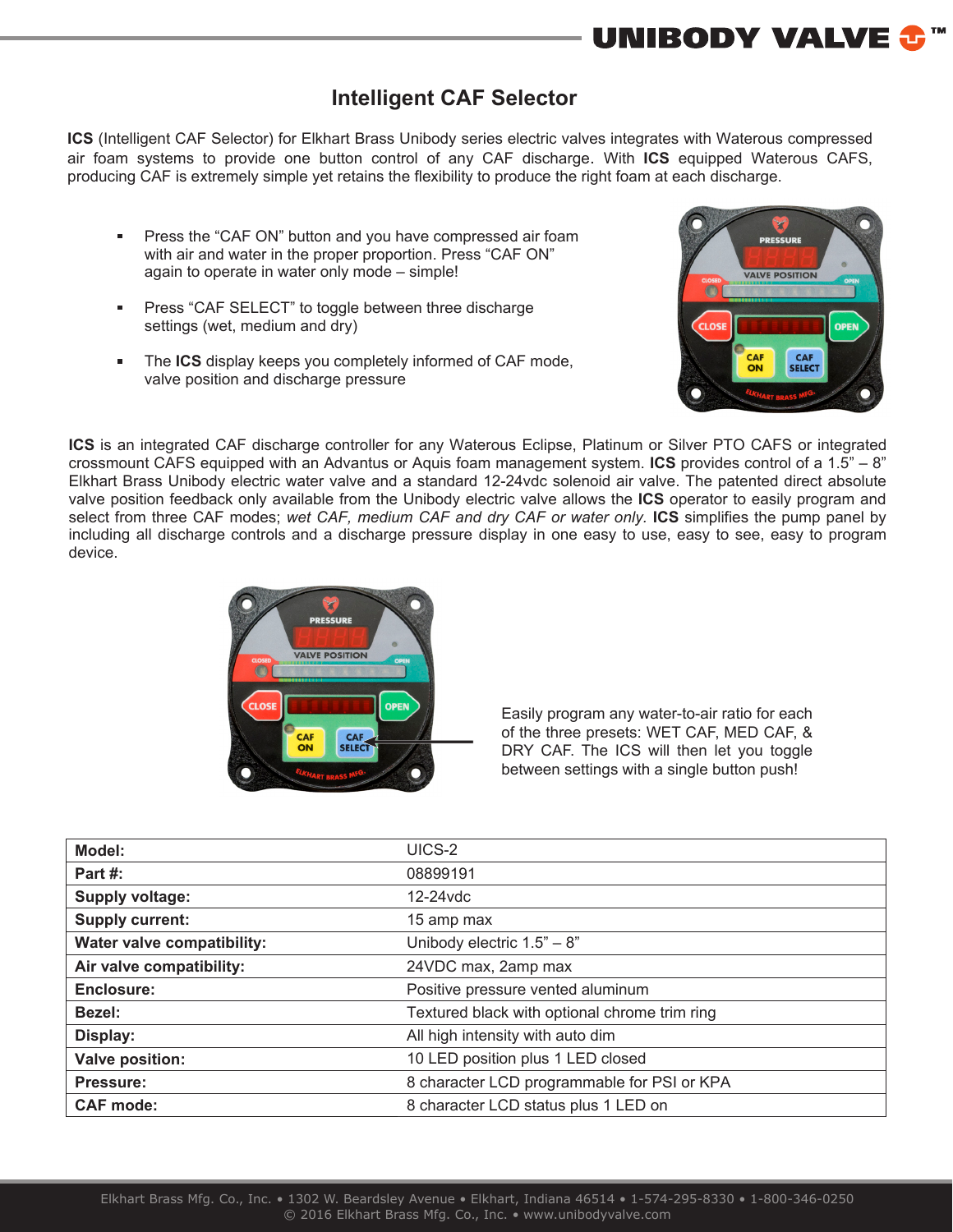# Intelligent CAF Selector

**ICS** (Intelligent CAF Selector) for Elkhart Brass Unibody series electric valves integrates with Waterous compressed air foam systems to provide one button control of any CAF discharge. With **ICS** equipped Waterous CAFS, producing CAF is extremely simple yet retains the flexibility to produce the right foam at each discharge.

- Press the "CAF ON" button and you have compressed air foam with air and water in the proper proportion. Press "CAF ON" again to operate in water only mode – simple!
- Press "CAF SELECT" to toggle between three discharge settings (wet, medium and dry)
- The **ICS** display keeps you completely informed of CAF mode, valve position and discharge pressure

**ICS** is an integrated CAF discharge controller for any Waterous Eclipse, Platinum or Silver PTO CAFS or integrated crossmount CAFS equipped with an Advantus or Aquis foam management system. **ICS** provides control of a 1.5" – 8" Elkhart Brass Unibody electric water valve and a standard 12-24vdc solenoid air valve. The patented direct absolute valve position feedback only available from the Unibody electric valve allows the **ICS** operator to easily program and select from three CAF modes; *wet CAF, medium CAF and dry CAF or water only.* **ICS** simplifies the pump panel by including all discharge controls and a discharge pressure display in one easy to use, easy to see, easy to program device.

Easily program any water-to-air ratio for each of the three presets: WET CAF, MED CAF, & DRY CAF. The ICS will then let you toggle between settings with a single button push!

| | |
|---|---|
| **Model:** | UICS-2 |
| **Part #:** | 08899191 |
| **Supply voltage:** | 12-24vdc |
| **Supply current:** | 15 amp max |
| **Water valve compatibility:** | Unibody electric 1.5" – 8" |
| **Air valve compatibility:** | 24VDC max, 2amp max |
| **Enclosure:** | Positive pressure vented aluminum |
| **Bezel:** | Textured black with optional chrome trim ring |
| **Display:** | All high intensity with auto dim |
| **Valve position:** | 10 LED position plus 1 LED closed |
| **Pressure:** | 8 character LCD programmable for PSI or KPA |
| **CAF mode:** | 8 character LCD status plus 1 LED on |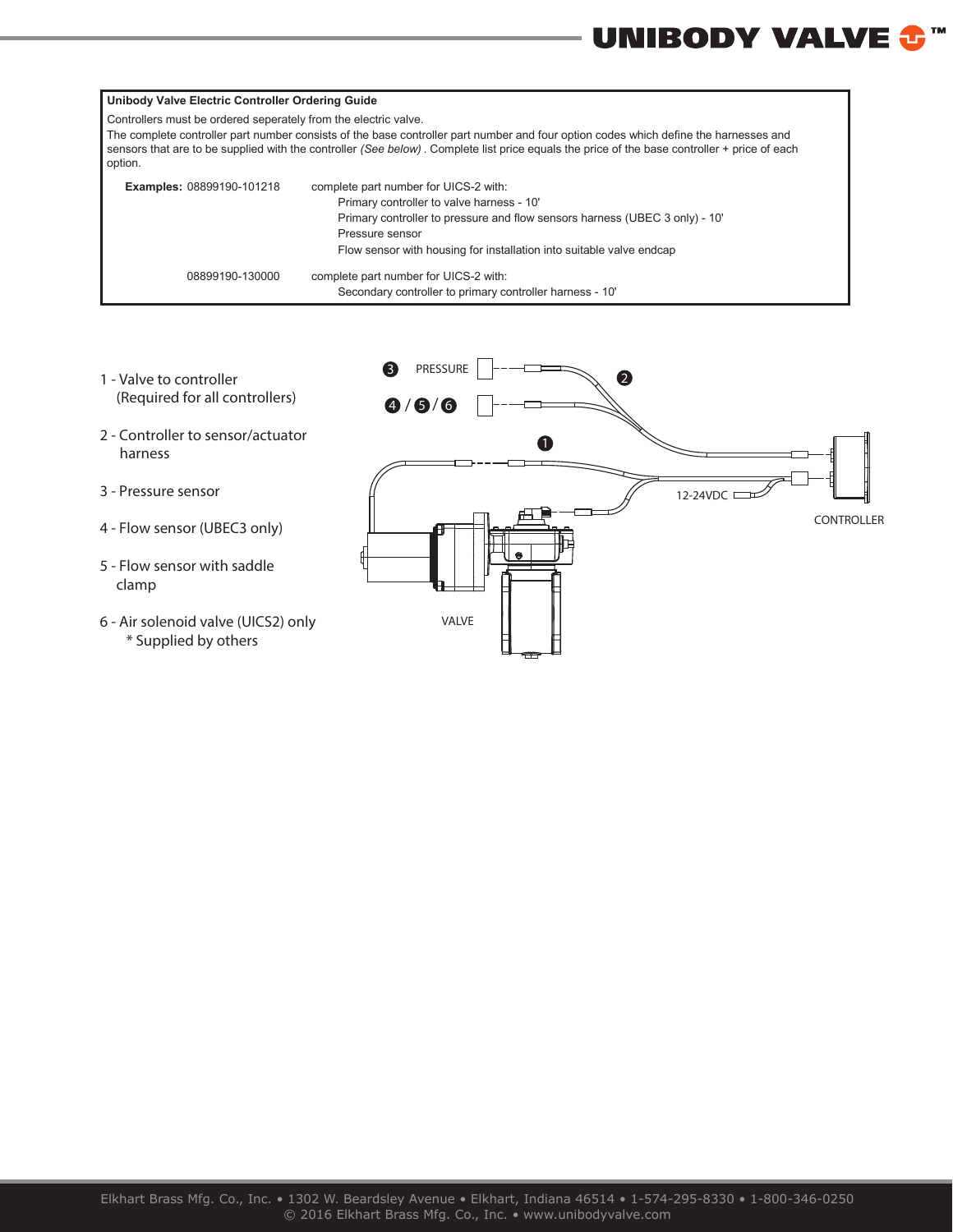## Unibody Valve Electric Controller Ordering Guide

Controllers must be ordered seperately from the electric valve.

The complete controller part number consists of the base controller part number and four option codes which define the harnesses and sensors that are to be supplied with the controller *(See below)* . Complete list price equals the price of the base controller + price of each option.

**Examples:** 08899190-101218 complete part number for UICS-2 with:

- Primary controller to valve harness - 10'
- Primary controller to pressure and flow sensors harness (UBEC 3 only) - 10'
- Pressure sensor
- Flow sensor with housing for installation into suitable valve endcap

08899190-130000 complete part number for UICS-2 with:

- Secondary controller to primary controller harness - 10'

1 - Valve to controller (Required for all controllers)

2 - Controller to sensor/actuator harness

3 - Pressure sensor

4 - Flow sensor (UBEC3 only)

5 - Flow sensor with saddle clamp

6 - Air solenoid valve (UICS2) only
 * Supplied by others

3 PRESSURE

2

4 / 5 / 6

1

12-24VDC

CONTROLLER

VALVE